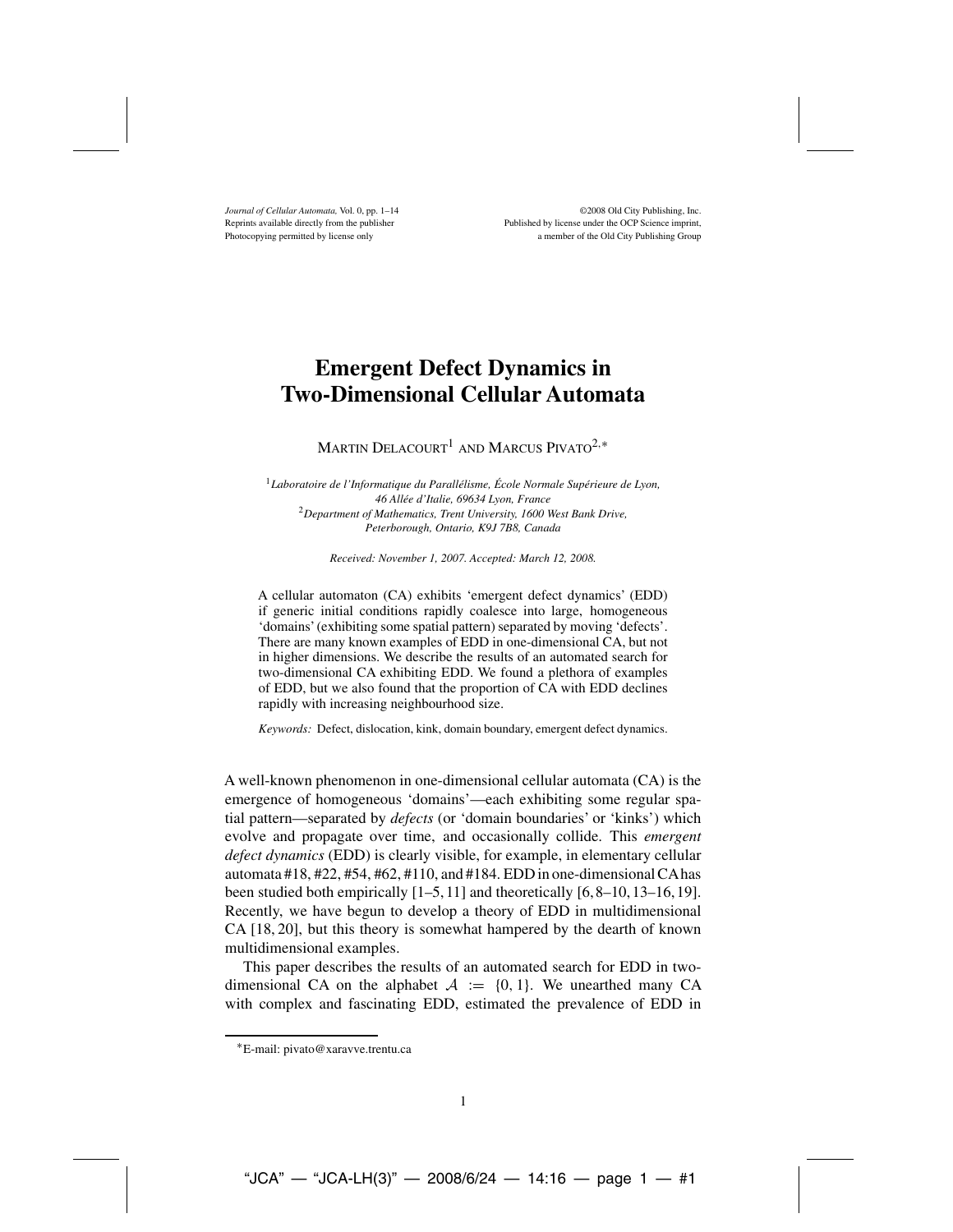# Emergent Defect Dynamics in Two-Dimensional Cellular Automata

Martin Delacourt[1] and Marcus Pivato[2,*]

[1] *Laboratoire de l'Informatique du Parallélisme, École Normale Supérieure de Lyon, 46 Allée d'Italie, 69634 Lyon, France*
[2] *Department of Mathematics, Trent University, 1600 West Bank Drive, Peterborough, Ontario, K9J 7B8, Canada*

*Received: November 1, 2007. Accepted: March 12, 2008.*

A cellular automaton (CA) exhibits 'emergent defect dynamics' (EDD) if generic initial conditions rapidly coalesce into large, homogeneous 'domains' (exhibiting some spatial pattern) separated by moving 'defects'. There are many known examples of EDD in one-dimensional CA, but not in higher dimensions. We describe the results of an automated search for two-dimensional CA exhibiting EDD. We found a plethora of examples of EDD, but we also found that the proportion of CA with EDD declines rapidly with increasing neighbourhood size.

*Keywords:* Defect, dislocation, kink, domain boundary, emergent defect dynamics.

A well-known phenomenon in one-dimensional cellular automata (CA) is the emergence of homogeneous 'domains'—each exhibiting some regular spatial pattern—separated by *defects* (or 'domain boundaries' or 'kinks') which evolve and propagate over time, and occasionally collide. This *emergent defect dynamics* (EDD) is clearly visible, for example, in elementary cellular automata #18, #22, #54, #62, #110, and #184. EDD in one-dimensional CA has been studied both empirically [1–5, 11] and theoretically [6, 8–10, 13–16, 19]. Recently, we have begun to develop a theory of EDD in multidimensional CA [18, 20], but this theory is somewhat hampered by the dearth of known multidimensional examples.

This paper describes the results of an automated search for EDD in two-dimensional CA on the alphabet $\mathcal{A} := \{0, 1\}$. We unearthed many CA with complex and fascinating EDD, estimated the prevalence of EDD in

*E-mail: pivato@xaravve.trentu.ca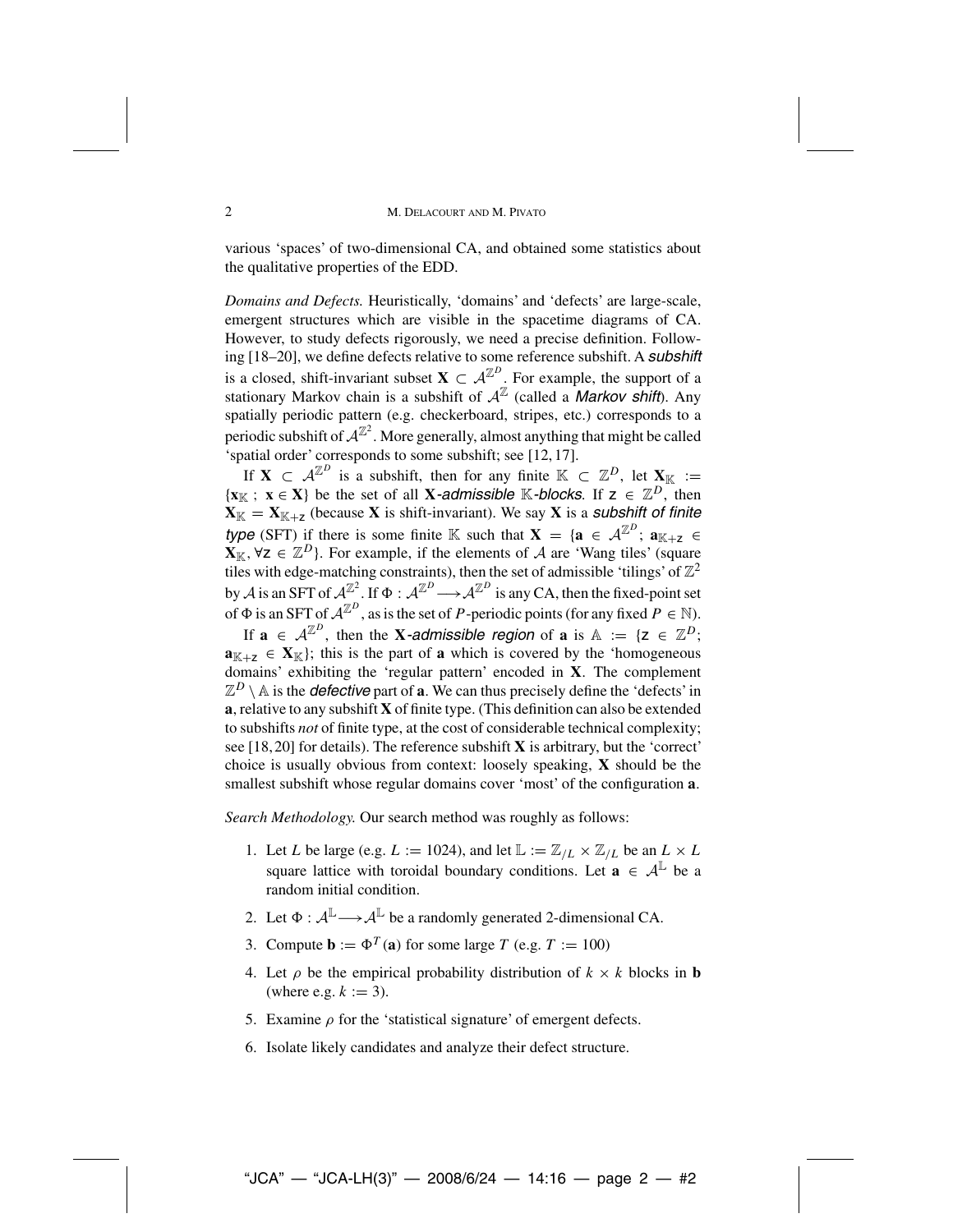various 'spaces' of two-dimensional CA, and obtained some statistics about the qualitative properties of the EDD.

*Domains and Defects.* Heuristically, 'domains' and 'defects' are large-scale, emergent structures which are visible in the spacetime diagrams of CA. However, to study defects rigorously, we need a precise definition. Following [18–20], we define defects relative to some reference subshift. A ***subshift*** is a closed, shift-invariant subset $\mathbf{X} \subset \mathcal{A}^{\mathbb{Z}^D}$. For example, the support of a stationary Markov chain is a subshift of $\mathcal{A}^{\mathbb{Z}}$ (called a ***Markov shift***). Any spatially periodic pattern (e.g. checkerboard, stripes, etc.) corresponds to a periodic subshift of $\mathcal{A}^{\mathbb{Z}^2}$. More generally, almost anything that might be called 'spatial order' corresponds to some subshift; see [12, 17].

If $\mathbf{X} \subset \mathcal{A}^{\mathbb{Z}^D}$ is a subshift, then for any finite $\mathbb{K} \subset \mathbb{Z}^D$, let $\mathbf{X}_{\mathbb{K}} := \{\mathbf{x}_{\mathbb{K}} \,;\, \mathbf{x} \in \mathbf{X}\}$ be the set of all $\mathbf{X}$***-admissible*** $\mathbb{K}$***-blocks***. If $\mathsf{z} \in \mathbb{Z}^D$, then $\mathbf{X}_{\mathbb{K}} = \mathbf{X}_{\mathbb{K}+\mathsf{z}}$ (because $\mathbf{X}$ is shift-invariant). We say $\mathbf{X}$ is a ***subshift of finite type*** (SFT) if there is some finite $\mathbb{K}$ such that $\mathbf{X} = \{\mathbf{a} \in \mathcal{A}^{\mathbb{Z}^D};\, \mathbf{a}_{\mathbb{K}+\mathsf{z}} \in \mathbf{X}_{\mathbb{K}}, \forall \mathsf{z} \in \mathbb{Z}^D\}$. For example, if the elements of $\mathcal{A}$ are 'Wang tiles' (square tiles with edge-matching constraints), then the set of admissible 'tilings' of $\mathbb{Z}^2$ by $\mathcal{A}$ is an SFT of $\mathcal{A}^{\mathbb{Z}^2}$. If $\Phi : \mathcal{A}^{\mathbb{Z}^D} \longrightarrow \mathcal{A}^{\mathbb{Z}^D}$ is any CA, then the fixed-point set of $\Phi$ is an SFT of $\mathcal{A}^{\mathbb{Z}^D}$, as is the set of $P$-periodic points (for any fixed $P \in \mathbb{N}$).

If $\mathbf{a} \in \mathcal{A}^{\mathbb{Z}^D}$, then the $\mathbf{X}$***-admissible region*** of $\mathbf{a}$ is $\mathbb{A} := \{\mathsf{z} \in \mathbb{Z}^D;\, \mathbf{a}_{\mathbb{K}+\mathsf{z}} \in \mathbf{X}_{\mathbb{K}}\}$; this is the part of $\mathbf{a}$ which is covered by the 'homogeneous domains' exhibiting the 'regular pattern' encoded in $\mathbf{X}$. The complement $\mathbb{Z}^D \setminus \mathbb{A}$ is the ***defective*** part of $\mathbf{a}$. We can thus precisely define the 'defects' in $\mathbf{a}$, relative to any subshift $\mathbf{X}$ of finite type. (This definition can also be extended to subshifts *not* of finite type, at the cost of considerable technical complexity; see [18, 20] for details). The reference subshift $\mathbf{X}$ is arbitrary, but the 'correct' choice is usually obvious from context: loosely speaking, $\mathbf{X}$ should be the smallest subshift whose regular domains cover 'most' of the configuration $\mathbf{a}$.

*Search Methodology.* Our search method was roughly as follows:

1. Let $L$ be large (e.g. $L := 1024$), and let $\mathbb{L} := \mathbb{Z}_{/L} \times \mathbb{Z}_{/L}$ be an $L \times L$ square lattice with toroidal boundary conditions. Let $\mathbf{a} \in \mathcal{A}^{\mathbb{L}}$ be a random initial condition.
2. Let $\Phi : \mathcal{A}^{\mathbb{L}} \longrightarrow \mathcal{A}^{\mathbb{L}}$ be a randomly generated 2-dimensional CA.
3. Compute $\mathbf{b} := \Phi^T(\mathbf{a})$ for some large $T$ (e.g. $T := 100$)
4. Let $\rho$ be the empirical probability distribution of $k \times k$ blocks in $\mathbf{b}$ (where e.g. $k := 3$).
5. Examine $\rho$ for the 'statistical signature' of emergent defects.
6. Isolate likely candidates and analyze their defect structure.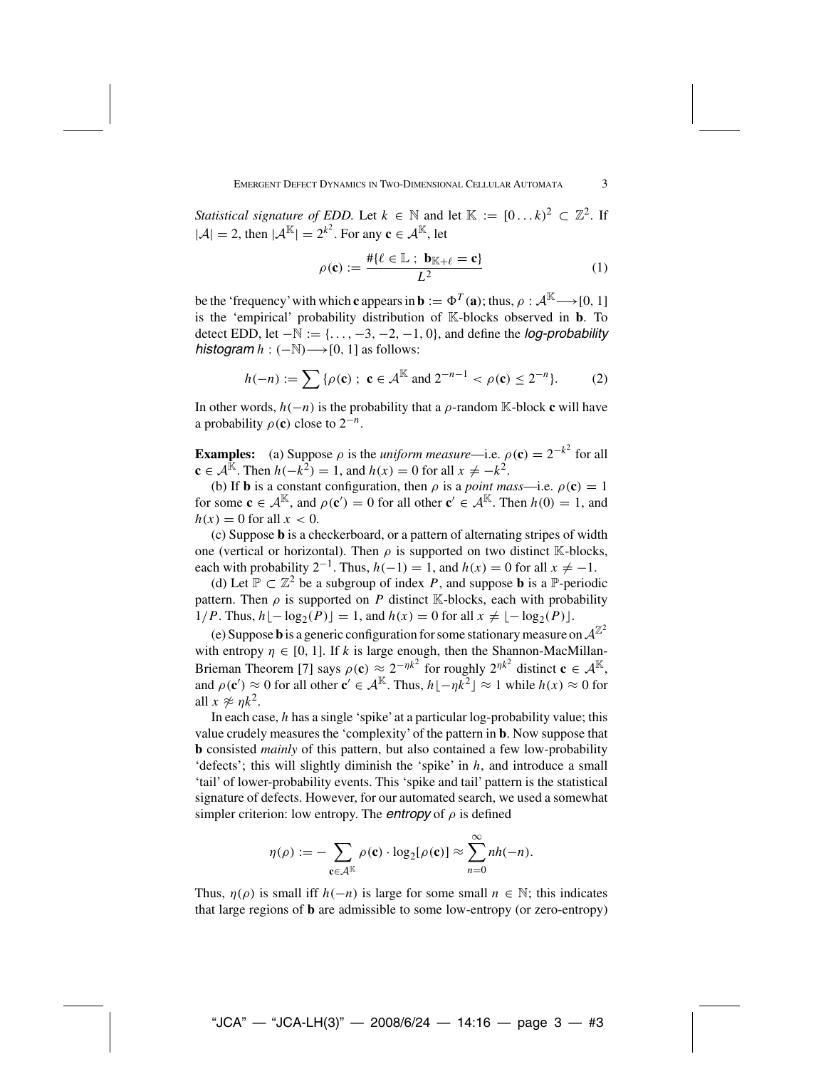*Statistical signature of EDD.* Let $k \in \mathbb{N}$ and let $\mathbb{K} := [0 \ldots k)^2 \subset \mathbb{Z}^2$. If $|\mathcal{A}| = 2$, then $|\mathcal{A}^{\mathbb{K}}| = 2^{k^2}$. For any $\mathbf{c} \in \mathcal{A}^{\mathbb{K}}$, let

$$\rho(\mathbf{c}) := \frac{\#\{\ell \in \mathbb{L}\ ;\ \mathbf{b}_{\mathbb{K}+\ell} = \mathbf{c}\}}{L^2} \tag{1}$$

be the 'frequency' with which $\mathbf{c}$ appears in $\mathbf{b} := \Phi^T(\mathbf{a})$; thus, $\rho : \mathcal{A}^{\mathbb{K}} \longrightarrow [0, 1]$ is the 'empirical' probability distribution of $\mathbb{K}$-blocks observed in $\mathbf{b}$. To detect EDD, let $-\mathbb{N} := \{\ldots, -3, -2, -1, 0\}$, and define the ***log-probability histogram*** $h : (-\mathbb{N}) \longrightarrow [0, 1]$ as follows:

$$h(-n) := \sum \{\rho(\mathbf{c})\ ;\ \mathbf{c} \in \mathcal{A}^{\mathbb{K}} \text{ and } 2^{-n-1} < \rho(\mathbf{c}) \leq 2^{-n}\}. \tag{2}$$

In other words, $h(-n)$ is the probability that a $\rho$-random $\mathbb{K}$-block $\mathbf{c}$ will have a probability $\rho(\mathbf{c})$ close to $2^{-n}$.

**Examples:** (a) Suppose $\rho$ is the *uniform measure*—i.e. $\rho(\mathbf{c}) = 2^{-k^2}$ for all $\mathbf{c} \in \mathcal{A}^{\mathbb{K}}$. Then $h(-k^2) = 1$, and $h(x) = 0$ for all $x \neq -k^2$.

(b) If $\mathbf{b}$ is a constant configuration, then $\rho$ is a *point mass*—i.e. $\rho(\mathbf{c}) = 1$ for some $\mathbf{c} \in \mathcal{A}^{\mathbb{K}}$, and $\rho(\mathbf{c}') = 0$ for all other $\mathbf{c}' \in \mathcal{A}^{\mathbb{K}}$. Then $h(0) = 1$, and $h(x) = 0$ for all $x < 0$.

(c) Suppose $\mathbf{b}$ is a checkerboard, or a pattern of alternating stripes of width one (vertical or horizontal). Then $\rho$ is supported on two distinct $\mathbb{K}$-blocks, each with probability $2^{-1}$. Thus, $h(-1) = 1$, and $h(x) = 0$ for all $x \neq -1$.

(d) Let $\mathbb{P} \subset \mathbb{Z}^2$ be a subgroup of index $P$, and suppose $\mathbf{b}$ is a $\mathbb{P}$-periodic pattern. Then $\rho$ is supported on $P$ distinct $\mathbb{K}$-blocks, each with probability $1/P$. Thus, $h\lfloor -\log_2(P)\rfloor = 1$, and $h(x) = 0$ for all $x \neq \lfloor -\log_2(P)\rfloor$.

(e) Suppose $\mathbf{b}$ is a generic configuration for some stationary measure on $\mathcal{A}^{\mathbb{Z}^2}$ with entropy $\eta \in [0, 1]$. If $k$ is large enough, then the Shannon-MacMillan-Brieman Theorem [7] says $\rho(\mathbf{c}) \approx 2^{-\eta k^2}$ for roughly $2^{\eta k^2}$ distinct $\mathbf{c} \in \mathcal{A}^{\mathbb{K}}$, and $\rho(\mathbf{c}') \approx 0$ for all other $\mathbf{c}' \in \mathcal{A}^{\mathbb{K}}$. Thus, $h\lfloor -\eta k^2\rfloor \approx 1$ while $h(x) \approx 0$ for all $x \not\approx \eta k^2$.

In each case, $h$ has a single 'spike' at a particular log-probability value; this value crudely measures the 'complexity' of the pattern in $\mathbf{b}$. Now suppose that $\mathbf{b}$ consisted *mainly* of this pattern, but also contained a few low-probability 'defects'; this will slightly diminish the 'spike' in $h$, and introduce a small 'tail' of lower-probability events. This 'spike and tail' pattern is the statistical signature of defects. However, for our automated search, we used a somewhat simpler criterion: low entropy. The ***entropy*** of $\rho$ is defined

$$\eta(\rho) := -\sum_{\mathbf{c} \in \mathcal{A}^{\mathbb{K}}} \rho(\mathbf{c}) \cdot \log_2[\rho(\mathbf{c})] \approx \sum_{n=0}^{\infty} n h(-n).$$

Thus, $\eta(\rho)$ is small iff $h(-n)$ is large for some small $n \in \mathbb{N}$; this indicates that large regions of $\mathbf{b}$ are admissible to some low-entropy (or zero-entropy)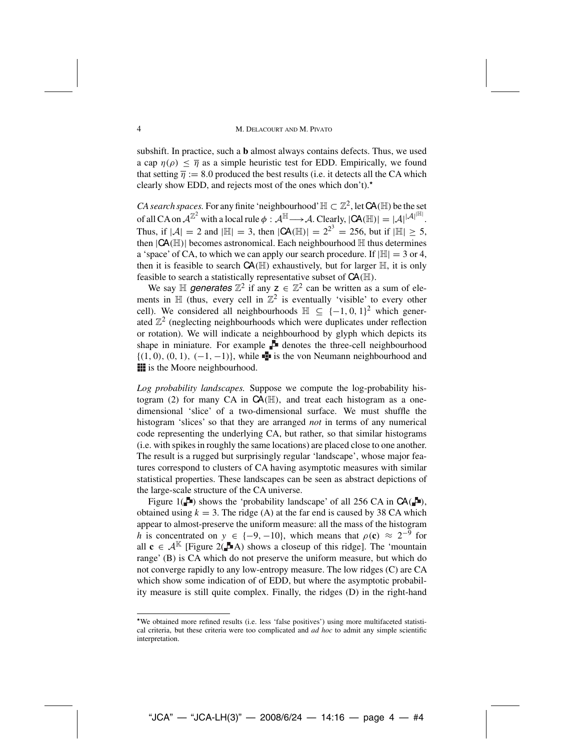subshift. In practice, such a $\mathbf{b}$ almost always contains defects. Thus, we used a cap $\eta(\rho) \leq \overline{\eta}$ as a simple heuristic test for EDD. Empirically, we found that setting $\overline{\eta} := 8.0$ produced the best results (i.e. it detects all the CA which clearly show EDD, and rejects most of the ones which don't).*

*CA search spaces.* For any finite 'neighbourhood' $\mathbb{H} \subset \mathbb{Z}^2$, let $\mathsf{CA}(\mathbb{H})$ be the set of all CA on $\mathcal{A}^{\mathbb{Z}^2}$ with a local rule $\phi : \mathcal{A}^{\mathbb{H}} \longrightarrow \mathcal{A}$. Clearly, $|\mathsf{CA}(\mathbb{H})| = |\mathcal{A}|^{|\mathcal{A}|^{|\mathbb{H}|}}$. Thus, if $|\mathcal{A}| = 2$ and $|\mathbb{H}| = 3$, then $|\mathsf{CA}(\mathbb{H})| = 2^{2^3} = 256$, but if $|\mathbb{H}| \geq 5$, then $|\mathsf{CA}(\mathbb{H})|$ becomes astronomical. Each neighbourhood $\mathbb{H}$ thus determines a 'space' of CA, to which we can apply our search procedure. If $|\mathbb{H}| = 3$ or 4, then it is feasible to search $\mathsf{CA}(\mathbb{H})$ exhaustively, but for larger $\mathbb{H}$, it is only feasible to search a statistically representative subset of $\mathsf{CA}(\mathbb{H})$.

We say $\mathbb{H}$ ***generates*** $\mathbb{Z}^2$ if any $\mathsf{z} \in \mathbb{Z}^2$ can be written as a sum of elements in $\mathbb{H}$ (thus, every cell in $\mathbb{Z}^2$ is eventually 'visible' to every other cell). We considered all neighbourhoods $\mathbb{H} \subseteq \{-1, 0, 1\}^2$ which generated $\mathbb{Z}^2$ (neglecting neighbourhoods which were duplicates under reflection or rotation). We will indicate a neighbourhood by glyph which depicts its shape in miniature. For example ▞ denotes the three-cell neighbourhood $\{(1, 0), (0, 1), (-1, -1)\}$, while ✣ is the von Neumann neighbourhood and ▦ is the Moore neighbourhood.

*Log probability landscapes.* Suppose we compute the log-probability histogram (2) for many CA in $\mathsf{CA}(\mathbb{H})$, and treat each histogram as a one-dimensional 'slice' of a two-dimensional surface. We must shuffle the histogram 'slices' so that they are arranged *not* in terms of any numerical code representing the underlying CA, but rather, so that similar histograms (i.e. with spikes in roughly the same locations) are placed close to one another. The result is a rugged but surprisingly regular 'landscape', whose major features correspond to clusters of CA having asymptotic measures with similar statistical properties. These landscapes can be seen as abstract depictions of the large-scale structure of the CA universe.

Figure 1(▞) shows the 'probability landscape' of all 256 CA in $\mathsf{CA}$(▞), obtained using $k = 3$. The ridge (A) at the far end is caused by 38 CA which appear to almost-preserve the uniform measure: all the mass of the histogram $h$ is concentrated on $y \in \{-9, -10\}$, which means that $\rho(\mathbf{c}) \approx 2^{-9}$ for all $\mathbf{c} \in \mathcal{A}^{\mathbb{K}}$ [Figure 2(▞A) shows a closeup of this ridge]. The 'mountain range' (B) is CA which do not preserve the uniform measure, but which do not converge rapidly to any low-entropy measure. The low ridges (C) are CA which show some indication of of EDD, but where the asymptotic probability measure is still quite complex. Finally, the ridges (D) in the right-hand

*We obtained more refined results (i.e. less 'false positives') using more multifaceted statistical criteria, but these criteria were too complicated and *ad hoc* to admit any simple scientific interpretation.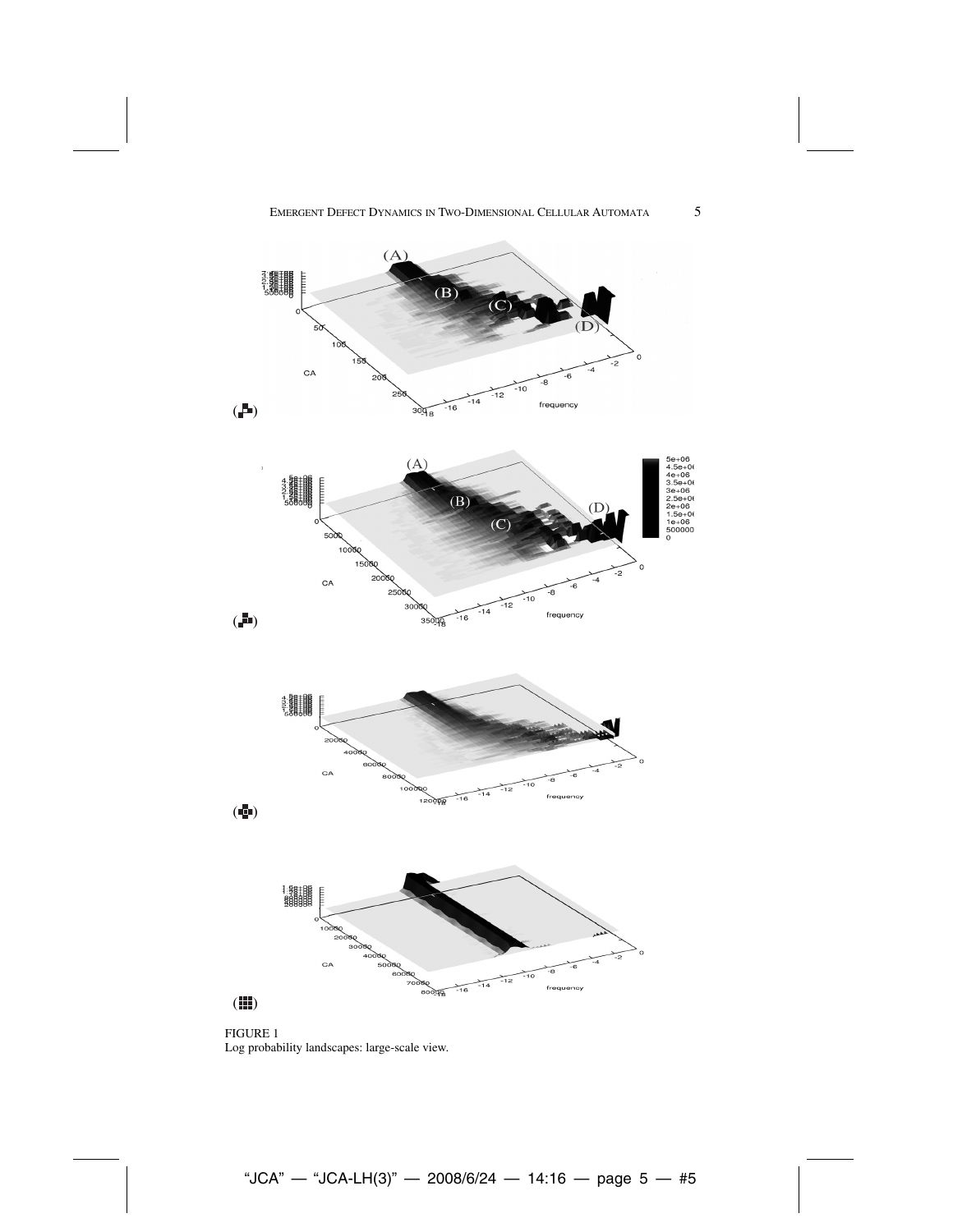FIGURE 1
Log probability landscapes: large-scale view.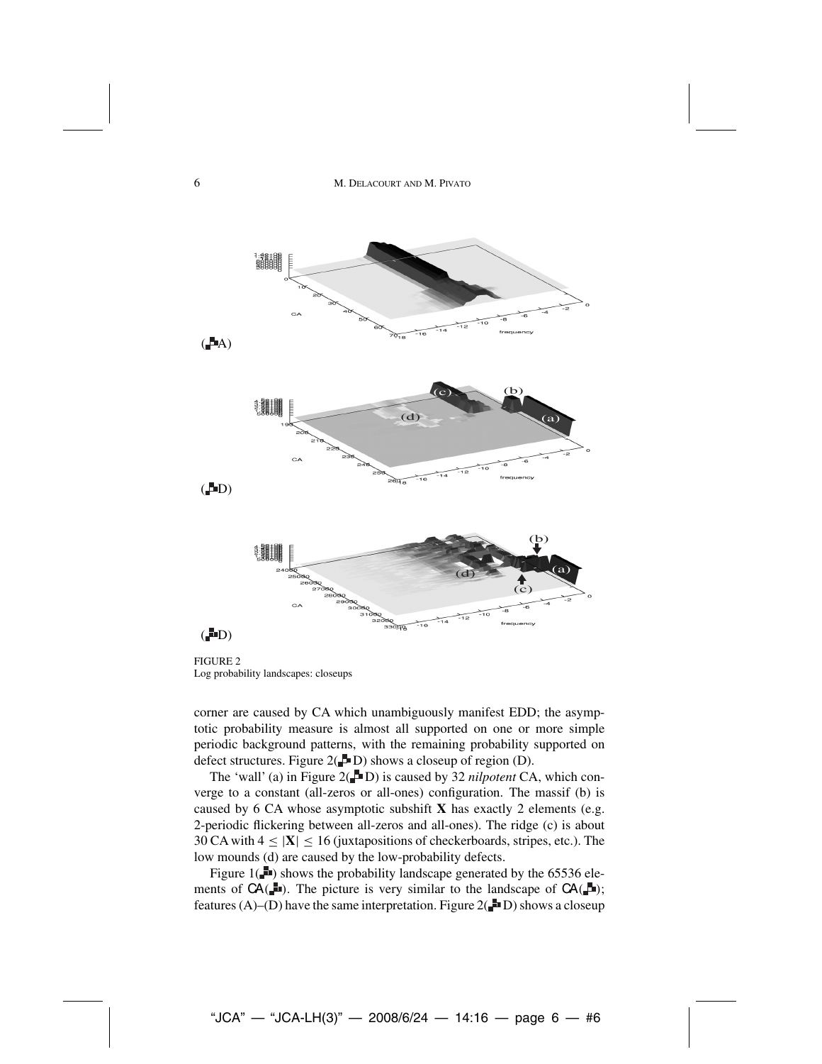(A)

(D)

(D)

FIGURE 2
Log probability landscapes: closeups

corner are caused by CA which unambiguously manifest EDD; the asymptotic probability measure is almost all supported on one or more simple periodic background patterns, with the remaining probability supported on defect structures. Figure 2(D) shows a closeup of region (D).

The 'wall' (a) in Figure 2(D) is caused by 32 *nilpotent* CA, which converge to a constant (all-zeros or all-ones) configuration. The massif (b) is caused by 6 CA whose asymptotic subshift $\mathbf{X}$ has exactly 2 elements (e.g. 2-periodic flickering between all-zeros and all-ones). The ridge (c) is about 30 CA with $4 \leq |\mathbf{X}| \leq 16$ (juxtapositions of checkerboards, stripes, etc.). The low mounds (d) are caused by the low-probability defects.

Figure 1() shows the probability landscape generated by the 65536 elements of CA(). The picture is very similar to the landscape of CA(); features (A)–(D) have the same interpretation. Figure 2(D) shows a closeup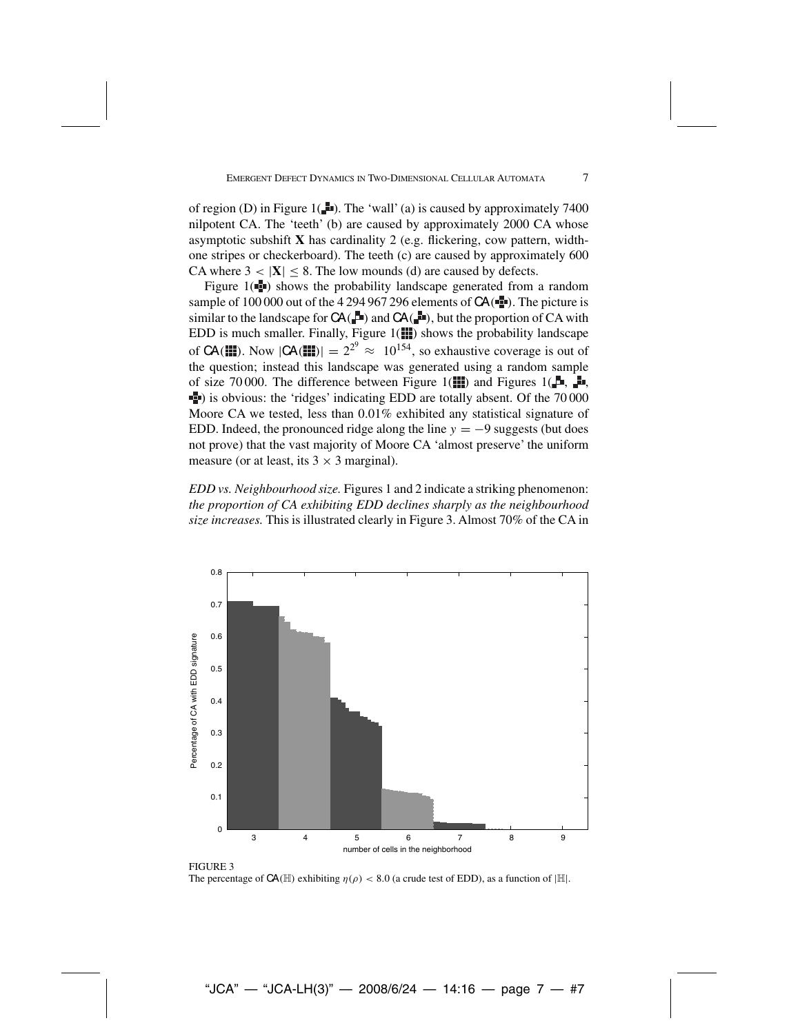of region (D) in Figure 1(▟). The 'wall' (a) is caused by approximately 7400 nilpotent CA. The 'teeth' (b) are caused by approximately 2000 CA whose asymptotic subshift **X** has cardinality 2 (e.g. flickering, cow pattern, width-one stripes or checkerboard). The teeth (c) are caused by approximately 600 CA where $3 < |\mathbf{X}| \leq 8$. The low mounds (d) are caused by defects.

Figure 1(✣) shows the probability landscape generated from a random sample of 100 000 out of the 4 294 967 296 elements of CA(✣). The picture is similar to the landscape for CA(▟) and CA(▟), but the proportion of CA with EDD is much smaller. Finally, Figure 1(▦) shows the probability landscape of CA(▦). Now $|\mathsf{CA}(\boxplus)| = 2^{2^9} \approx 10^{154}$, so exhaustive coverage is out of the question; instead this landscape was generated using a random sample of size 70 000. The difference between Figure 1(▦) and Figures 1(▟, ▟, ✣) is obvious: the 'ridges' indicating EDD are totally absent. Of the 70 000 Moore CA we tested, less than 0.01% exhibited any statistical signature of EDD. Indeed, the pronounced ridge along the line $y = -9$ suggests (but does not prove) that the vast majority of Moore CA 'almost preserve' the uniform measure (or at least, its $3 \times 3$ marginal).

*EDD vs. Neighbourhood size.* Figures 1 and 2 indicate a striking phenomenon: *the proportion of CA exhibiting EDD declines sharply as the neighbourhood size increases.* This is illustrated clearly in Figure 3. Almost 70% of the CA in

FIGURE 3
The percentage of $\mathsf{CA}(\mathbb{H})$ exhibiting $\eta(\rho) < 8.0$ (a crude test of EDD), as a function of $|\mathbb{H}|$.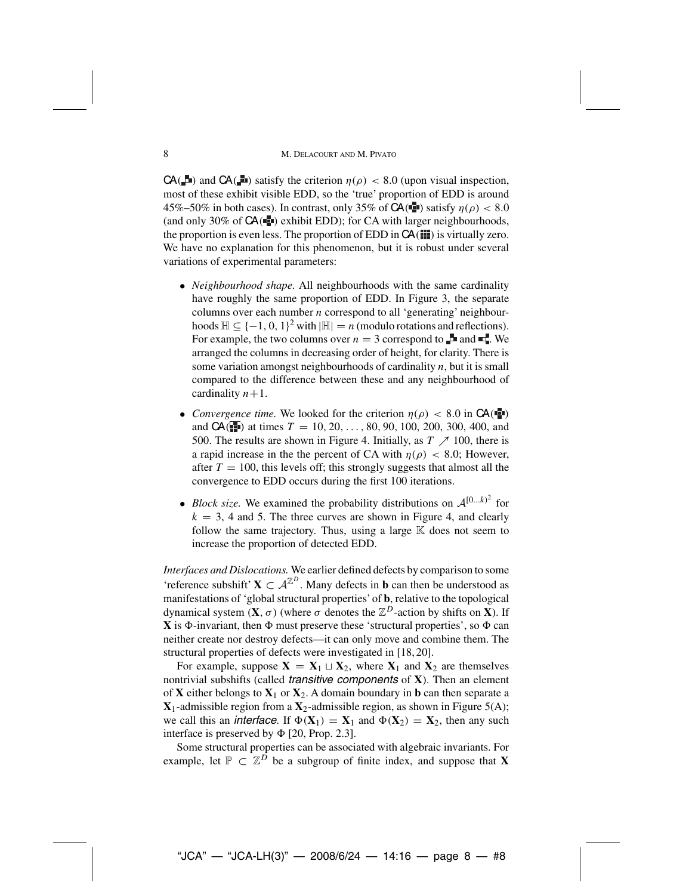CA(▞) and CA(▞) satisfy the criterion $\eta(\rho) < 8.0$ (upon visual inspection, most of these exhibit visible EDD, so the 'true' proportion of EDD is around 45%–50% in both cases). In contrast, only 35% of CA(✚) satisfy $\eta(\rho) < 8.0$ (and only 30% of CA(✚) exhibit EDD); for CA with larger neighbourhoods, the proportion is even less. The proportion of EDD in CA(▦) is virtually zero. We have no explanation for this phenomenon, but it is robust under several variations of experimental parameters:

- *Neighbourhood shape.* All neighbourhoods with the same cardinality have roughly the same proportion of EDD. In Figure 3, the separate columns over each number $n$ correspond to all 'generating' neighbourhoods $\mathbb{H} \subseteq \{-1, 0, 1\}^2$ with $|\mathbb{H}| = n$ (modulo rotations and reflections). For example, the two columns over $n = 3$ correspond to ▞ and ▞. We arranged the columns in decreasing order of height, for clarity. There is some variation amongst neighbourhoods of cardinality $n$, but it is small compared to the difference between these and any neighbourhood of cardinality $n+1$.
- *Convergence time.* We looked for the criterion $\eta(\rho) < 8.0$ in CA(✚) and CA(▦) at times $T = 10, 20, \ldots, 80, 90, 100, 200, 300, 400$, and 500. The results are shown in Figure 4. Initially, as $T \nearrow 100$, there is a rapid increase in the the percent of CA with $\eta(\rho) < 8.0$; However, after $T = 100$, this levels off; this strongly suggests that almost all the convergence to EDD occurs during the first 100 iterations.
- *Block size.* We examined the probability distributions on $\mathcal{A}^{[0\ldots k)^2}$ for $k = 3$, 4 and 5. The three curves are shown in Figure 4, and clearly follow the same trajectory. Thus, using a large $\mathbb{K}$ does not seem to increase the proportion of detected EDD.

*Interfaces and Dislocations.* We earlier defined defects by comparison to some 'reference subshift' $\mathbf{X} \subset \mathcal{A}^{\mathbb{Z}^D}$. Many defects in $\mathbf{b}$ can then be understood as manifestations of 'global structural properties' of $\mathbf{b}$, relative to the topological dynamical system $(\mathbf{X}, \sigma)$ (where $\sigma$ denotes the $\mathbb{Z}^D$-action by shifts on $\mathbf{X}$). If $\mathbf{X}$ is $\Phi$-invariant, then $\Phi$ must preserve these 'structural properties', so $\Phi$ can neither create nor destroy defects—it can only move and combine them. The structural properties of defects were investigated in [18, 20].

For example, suppose $\mathbf{X} = \mathbf{X}_1 \sqcup \mathbf{X}_2$, where $\mathbf{X}_1$ and $\mathbf{X}_2$ are themselves nontrivial subshifts (called *transitive components* of $\mathbf{X}$). Then an element of $\mathbf{X}$ either belongs to $\mathbf{X}_1$ or $\mathbf{X}_2$. A domain boundary in $\mathbf{b}$ can then separate a $\mathbf{X}_1$-admissible region from a $\mathbf{X}_2$-admissible region, as shown in Figure 5(A); we call this an *interface*. If $\Phi(\mathbf{X}_1) = \mathbf{X}_1$ and $\Phi(\mathbf{X}_2) = \mathbf{X}_2$, then any such interface is preserved by $\Phi$ [20, Prop. 2.3].

Some structural properties can be associated with algebraic invariants. For example, let $\mathbb{P} \subset \mathbb{Z}^D$ be a subgroup of finite index, and suppose that $\mathbf{X}$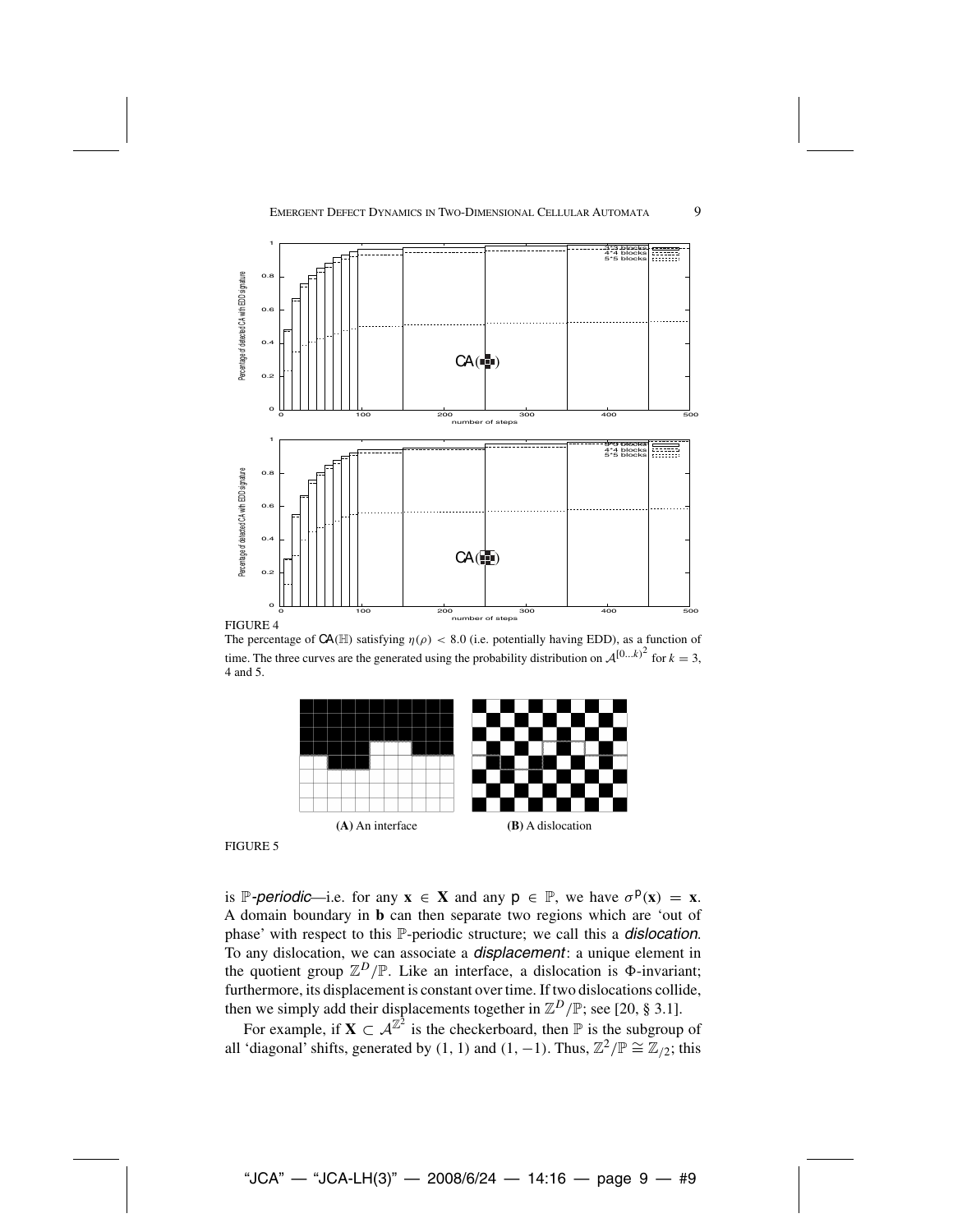FIGURE 4

The percentage of $\mathsf{CA}(\mathbb{H})$ satisfying $\eta(\rho) < 8.0$ (i.e. potentially having EDD), as a function of time. The three curves are the generated using the probability distribution on $\mathcal{A}^{[0...k)^2}$ for $k = 3$, 4 and 5.

**(A)** An interface

**(B)** A dislocation

FIGURE 5

is $\mathbb{P}$-*periodic*—i.e. for any $\mathbf{x} \in \mathbf{X}$ and any $\mathsf{p} \in \mathbb{P}$, we have $\sigma^{\mathsf{p}}(\mathbf{x}) = \mathbf{x}$. A domain boundary in $\mathbf{b}$ can then separate two regions which are 'out of phase' with respect to this $\mathbb{P}$-periodic structure; we call this a *dislocation*. To any dislocation, we can associate a *displacement*: a unique element in the quotient group $\mathbb{Z}^D/\mathbb{P}$. Like an interface, a dislocation is $\Phi$-invariant; furthermore, its displacement is constant over time. If two dislocations collide, then we simply add their displacements together in $\mathbb{Z}^D/\mathbb{P}$; see [20, § 3.1].

For example, if $\mathbf{X} \subset \mathcal{A}^{\mathbb{Z}^2}$ is the checkerboard, then $\mathbb{P}$ is the subgroup of all 'diagonal' shifts, generated by $(1, 1)$ and $(1, -1)$. Thus, $\mathbb{Z}^2/\mathbb{P} \cong \mathbb{Z}_{/2}$; this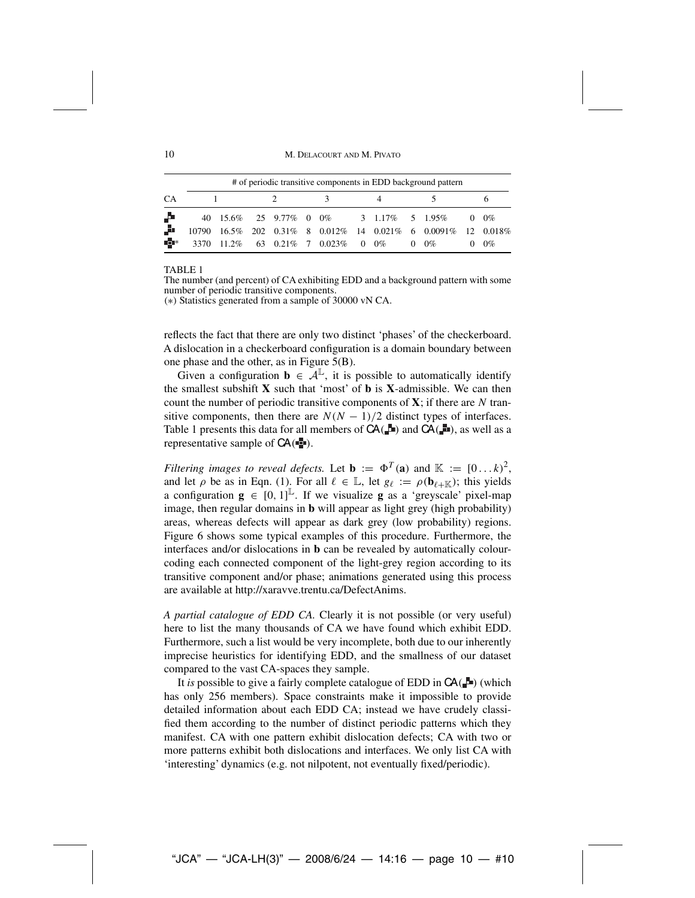| CA | # of periodic transitive components in EDD background pattern | | | | | | | | | | | |
|---|---|---|---|---|---|---|---|---|---|---|---|---|
| | 1 | | 2 | | 3 | | 4 | | 5 | | 6 | |
| ▞ | 40 | 15.6% | 25 | 9.77% | 0 | 0% | 3 | 1.17% | 5 | 1.95% | 0 | 0% |
| ▞▪ | 10790 | 16.5% | 202 | 0.31% | 8 | 0.012% | 14 | 0.021% | 6 | 0.0091% | 12 | 0.018% |
| ✚* | 3370 | 11.2% | 63 | 0.21% | 7 | 0.023% | 0 | 0% | 0 | 0% | 0 | 0% |

TABLE 1
The number (and percent) of CA exhibiting EDD and a background pattern with some number of periodic transitive components.
(∗) Statistics generated from a sample of 30000 vN CA.

reflects the fact that there are only two distinct 'phases' of the checkerboard. A dislocation in a checkerboard configuration is a domain boundary between one phase and the other, as in Figure 5(B).

Given a configuration $\mathbf{b} \in \mathcal{A}^{\mathbb{L}}$, it is possible to automatically identify the smallest subshift $\mathbf{X}$ such that 'most' of $\mathbf{b}$ is $\mathbf{X}$-admissible. We can then count the number of periodic transitive components of $\mathbf{X}$; if there are $N$ transitive components, then there are $N(N-1)/2$ distinct types of interfaces. Table 1 presents this data for all members of CA(▞) and CA(▞▪), as well as a representative sample of CA(✚).

*Filtering images to reveal defects.* Let $\mathbf{b} := \Phi^T(\mathbf{a})$ and $\mathbb{K} := [0\ldots k)^2$, and let $\rho$ be as in Eqn. (1). For all $\ell \in \mathbb{L}$, let $g_\ell := \rho(\mathbf{b}_{\ell+\mathbb{K}})$; this yields a configuration $\mathbf{g} \in [0,1]^{\mathbb{L}}$. If we visualize $\mathbf{g}$ as a 'greyscale' pixel-map image, then regular domains in $\mathbf{b}$ will appear as light grey (high probability) areas, whereas defects will appear as dark grey (low probability) regions. Figure 6 shows some typical examples of this procedure. Furthermore, the interfaces and/or dislocations in $\mathbf{b}$ can be revealed by automatically colour-coding each connected component of the light-grey region according to its transitive component and/or phase; animations generated using this process are available at http://xaravve.trentu.ca/DefectAnims.

*A partial catalogue of EDD CA.* Clearly it is not possible (or very useful) here to list the many thousands of CA we have found which exhibit EDD. Furthermore, such a list would be very incomplete, both due to our inherently imprecise heuristics for identifying EDD, and the smallness of our dataset compared to the vast CA-spaces they sample.

It *is* possible to give a fairly complete catalogue of EDD in CA(▞) (which has only 256 members). Space constraints make it impossible to provide detailed information about each EDD CA; instead we have crudely classified them according to the number of distinct periodic patterns which they manifest. CA with one pattern exhibit dislocation defects; CA with two or more patterns exhibit both dislocations and interfaces. We only list CA with 'interesting' dynamics (e.g. not nilpotent, not eventually fixed/periodic).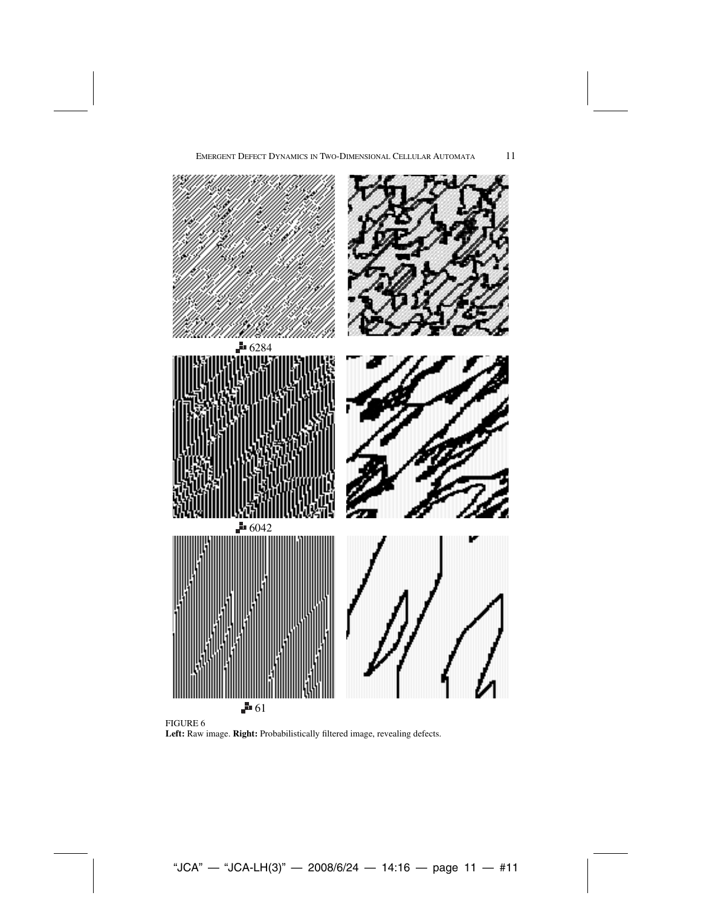6284

6042

61

FIGURE 6
**Left:** Raw image. **Right:** Probabilistically filtered image, revealing defects.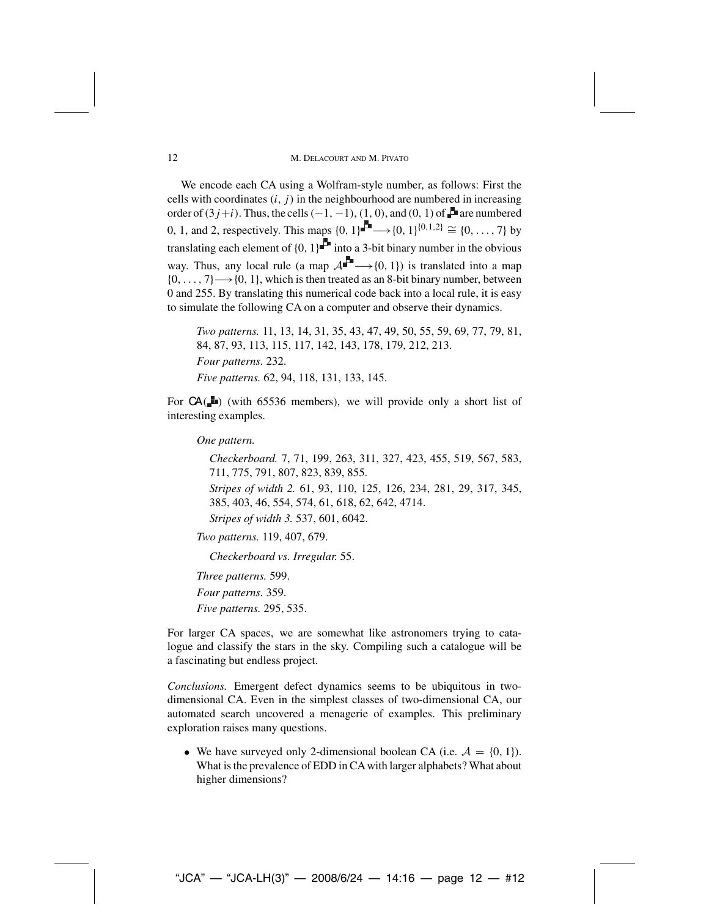We encode each CA using a Wolfram-style number, as follows: First the cells with coordinates $(i, j)$ in the neighbourhood are numbered in increasing order of $(3j+i)$. Thus, the cells $(-1, -1)$, $(1, 0)$, and $(0, 1)$ of ▞ are numbered 0, 1, and 2, respectively. This maps $\{0, 1\}^{▞} \longrightarrow \{0, 1\}^{\{0,1,2\}} \cong \{0, \ldots, 7\}$ by translating each element of $\{0, 1\}^{▞}$ into a 3-bit binary number in the obvious way. Thus, any local rule (a map $\mathcal{A}^{▞} \longrightarrow \{0, 1\}$) is translated into a map $\{0, \ldots, 7\} \longrightarrow \{0, 1\}$, which is then treated as an 8-bit binary number, between 0 and 255. By translating this numerical code back into a local rule, it is easy to simulate the following CA on a computer and observe their dynamics.

> *Two patterns.* 11, 13, 14, 31, 35, 43, 47, 49, 50, 55, 59, 69, 77, 79, 81, 84, 87, 93, 113, 115, 117, 142, 143, 178, 179, 212, 213.
>
> *Four patterns.* 232.
>
> *Five patterns.* 62, 94, 118, 131, 133, 145.

For CA(▞) (with 65536 members), we will provide only a short list of interesting examples.

> *One pattern.*
>
> > *Checkerboard.* 7, 71, 199, 263, 311, 327, 423, 455, 519, 567, 583, 711, 775, 791, 807, 823, 839, 855.
> >
> > *Stripes of width 2.* 61, 93, 110, 125, 126, 234, 281, 29, 317, 345, 385, 403, 46, 554, 574, 61, 618, 62, 642, 4714.
> >
> > *Stripes of width 3.* 537, 601, 6042.
>
> *Two patterns.* 119, 407, 679.
>
> > *Checkerboard vs. Irregular.* 55.
>
> *Three patterns.* 599.
>
> *Four patterns.* 359.
>
> *Five patterns.* 295, 535.

For larger CA spaces, we are somewhat like astronomers trying to catalogue and classify the stars in the sky. Compiling such a catalogue will be a fascinating but endless project.

*Conclusions.* Emergent defect dynamics seems to be ubiquitous in two-dimensional CA. Even in the simplest classes of two-dimensional CA, our automated search uncovered a menagerie of examples. This preliminary exploration raises many questions.

- We have surveyed only 2-dimensional boolean CA (i.e. $\mathcal{A} = \{0, 1\}$). What is the prevalence of EDD in CA with larger alphabets? What about higher dimensions?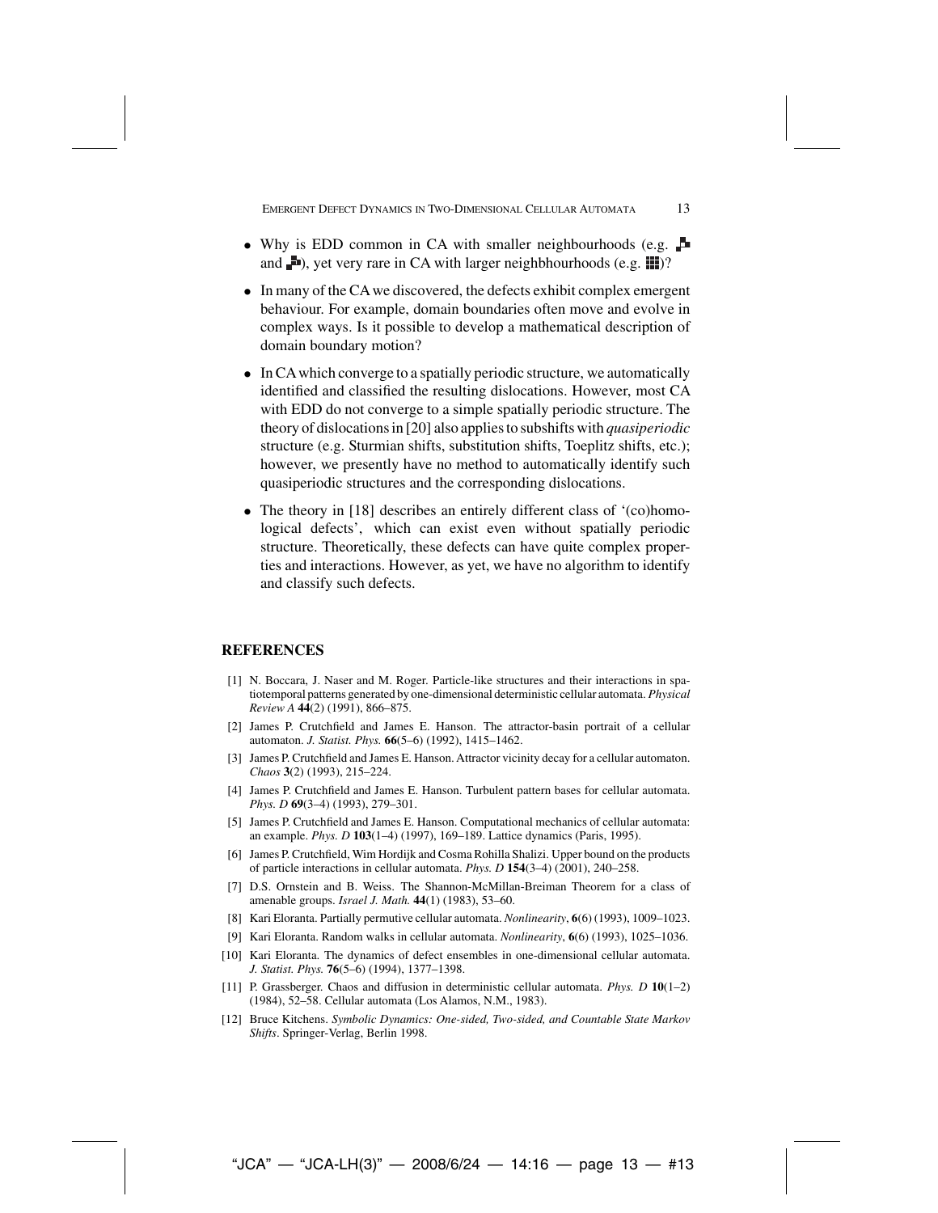- Why is EDD common in CA with smaller neighbourhoods (e.g. ▞ and ▞), yet very rare in CA with larger neighbhourhoods (e.g. ▦)?

- In many of the CA we discovered, the defects exhibit complex emergent behaviour. For example, domain boundaries often move and evolve in complex ways. Is it possible to develop a mathematical description of domain boundary motion?

- In CA which converge to a spatially periodic structure, we automatically identified and classified the resulting dislocations. However, most CA with EDD do not converge to a simple spatially periodic structure. The theory of dislocations in [20] also applies to subshifts with *quasiperiodic* structure (e.g. Sturmian shifts, substitution shifts, Toeplitz shifts, etc.); however, we presently have no method to automatically identify such quasiperiodic structures and the corresponding dislocations.

- The theory in [18] describes an entirely different class of '(co)homological defects', which can exist even without spatially periodic structure. Theoretically, these defects can have quite complex properties and interactions. However, as yet, we have no algorithm to identify and classify such defects.

## REFERENCES

[1] N. Boccara, J. Naser and M. Roger. Particle-like structures and their interactions in spatiotemporal patterns generated by one-dimensional deterministic cellular automata. *Physical Review A* **44**(2) (1991), 866–875.

[2] James P. Crutchfield and James E. Hanson. The attractor-basin portrait of a cellular automaton. *J. Statist. Phys.* **66**(5–6) (1992), 1415–1462.

[3] James P. Crutchfield and James E. Hanson. Attractor vicinity decay for a cellular automaton. *Chaos* **3**(2) (1993), 215–224.

[4] James P. Crutchfield and James E. Hanson. Turbulent pattern bases for cellular automata. *Phys. D* **69**(3–4) (1993), 279–301.

[5] James P. Crutchfield and James E. Hanson. Computational mechanics of cellular automata: an example. *Phys. D* **103**(1–4) (1997), 169–189. Lattice dynamics (Paris, 1995).

[6] James P. Crutchfield, Wim Hordijk and Cosma Rohilla Shalizi. Upper bound on the products of particle interactions in cellular automata. *Phys. D* **154**(3–4) (2001), 240–258.

[7] D.S. Ornstein and B. Weiss. The Shannon-McMillan-Breiman Theorem for a class of amenable groups. *Israel J. Math.* **44**(1) (1983), 53–60.

[8] Kari Eloranta. Partially permutive cellular automata. *Nonlinearity*, **6**(6) (1993), 1009–1023.

[9] Kari Eloranta. Random walks in cellular automata. *Nonlinearity*, **6**(6) (1993), 1025–1036.

[10] Kari Eloranta. The dynamics of defect ensembles in one-dimensional cellular automata. *J. Statist. Phys.* **76**(5–6) (1994), 1377–1398.

[11] P. Grassberger. Chaos and diffusion in deterministic cellular automata. *Phys. D* **10**(1–2) (1984), 52–58. Cellular automata (Los Alamos, N.M., 1983).

[12] Bruce Kitchens. *Symbolic Dynamics: One-sided, Two-sided, and Countable State Markov Shifts*. Springer-Verlag, Berlin 1998.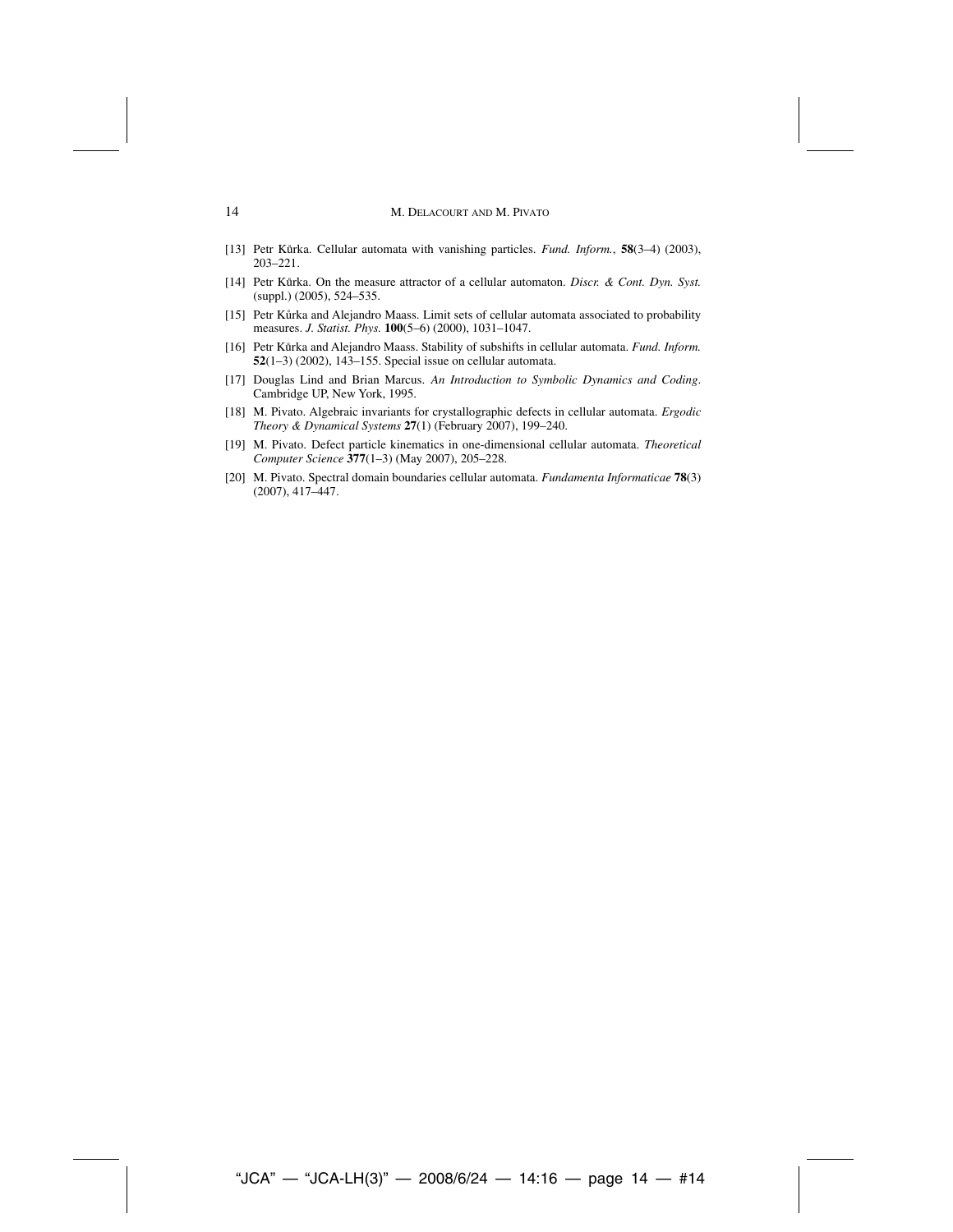[13] Petr Kůrka. Cellular automata with vanishing particles. *Fund. Inform.*, **58**(3–4) (2003), 203–221.

[14] Petr Kůrka. On the measure attractor of a cellular automaton. *Discr. & Cont. Dyn. Syst.* (suppl.) (2005), 524–535.

[15] Petr Kůrka and Alejandro Maass. Limit sets of cellular automata associated to probability measures. *J. Statist. Phys.* **100**(5–6) (2000), 1031–1047.

[16] Petr Kůrka and Alejandro Maass. Stability of subshifts in cellular automata. *Fund. Inform.* **52**(1–3) (2002), 143–155. Special issue on cellular automata.

[17] Douglas Lind and Brian Marcus. *An Introduction to Symbolic Dynamics and Coding*. Cambridge UP, New York, 1995.

[18] M. Pivato. Algebraic invariants for crystallographic defects in cellular automata. *Ergodic Theory & Dynamical Systems* **27**(1) (February 2007), 199–240.

[19] M. Pivato. Defect particle kinematics in one-dimensional cellular automata. *Theoretical Computer Science* **377**(1–3) (May 2007), 205–228.

[20] M. Pivato. Spectral domain boundaries cellular automata. *Fundamenta Informaticae* **78**(3) (2007), 417–447.